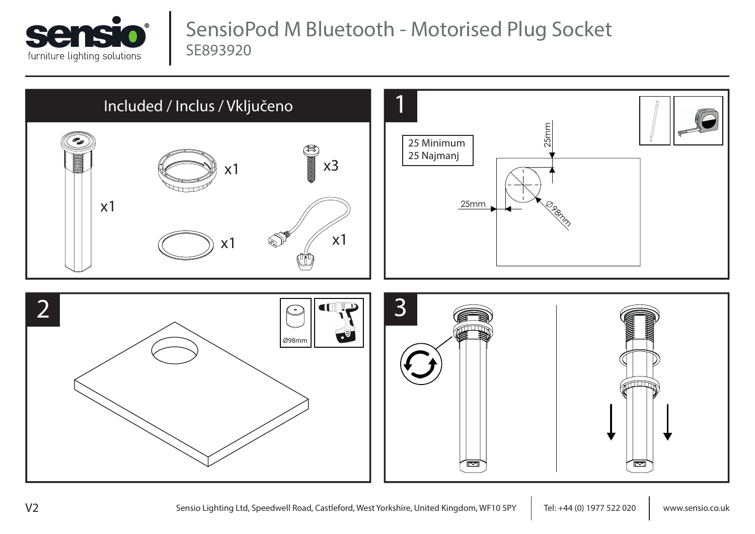# SensioPod M Bluetooth - Motorised Plug Socket

SE893920

## Included / Inclus / Vključeno

x1

x1

x3

x1

x1

## 1

25 Minimum
25 Najmanj

25mm

25mm

Ø98mm

## 2

Ø98mm

## 3

V2

Sensio Lighting Ltd, Speedwell Road, Castleford, West Yorkshire, United Kingdom, WF10 5PY | Tel: +44 (0) 1977 522 020 | www.sensio.co.uk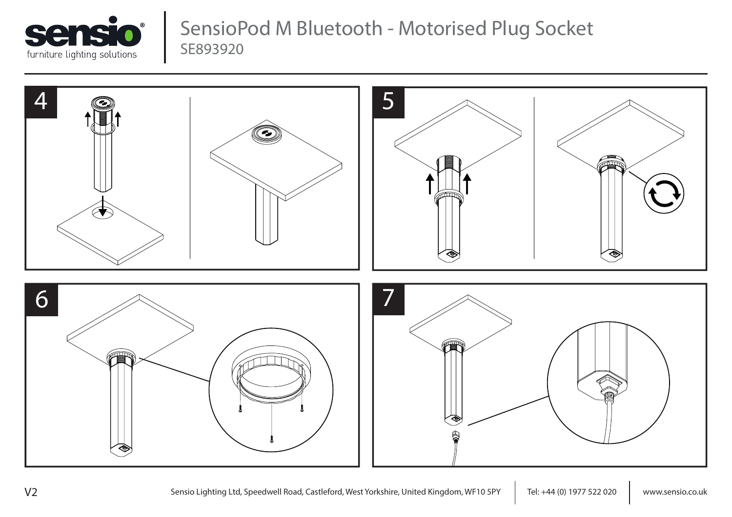# SensioPod M Bluetooth - Motorised Plug Socket

SE893920

4

5

6

7

V2

Sensio Lighting Ltd, Speedwell Road, Castleford, West Yorkshire, United Kingdom, WF10 5PY | Tel: +44 (0) 1977 522 020 | www.sensio.co.uk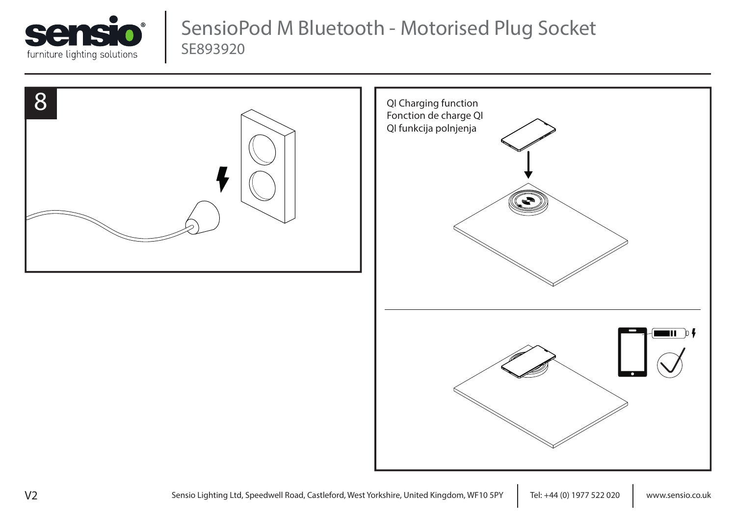# SensioPod M Bluetooth - Motorised Plug Socket

SE893920

8

QI Charging function
Fonction de charge QI
QI funkcija polnjenja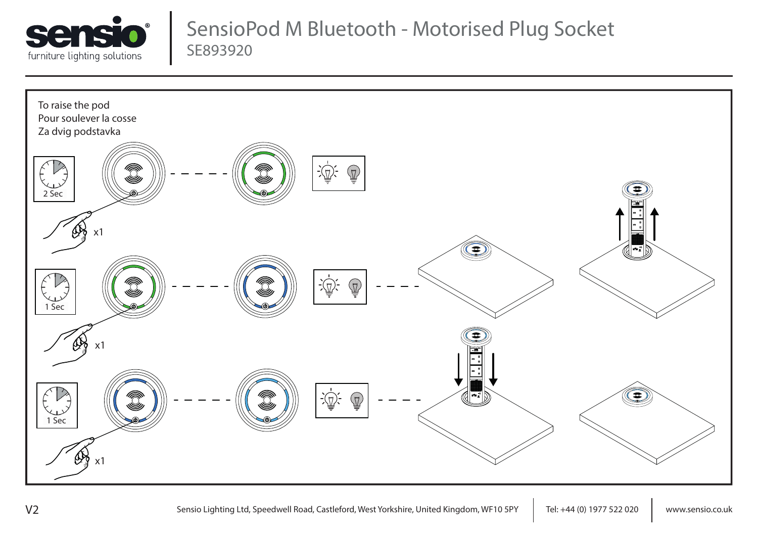# SensioPod M Bluetooth - Motorised Plug Socket

SE893920

To raise the pod
Pour soulever la cosse
Za dvig podstavka

2 Sec

x1

1 Sec

x1

1 Sec

x1

V2

Sensio Lighting Ltd, Speedwell Road, Castleford, West Yorkshire, United Kingdom, WF10 5PY | Tel: +44 (0) 1977 522 020 | www.sensio.co.uk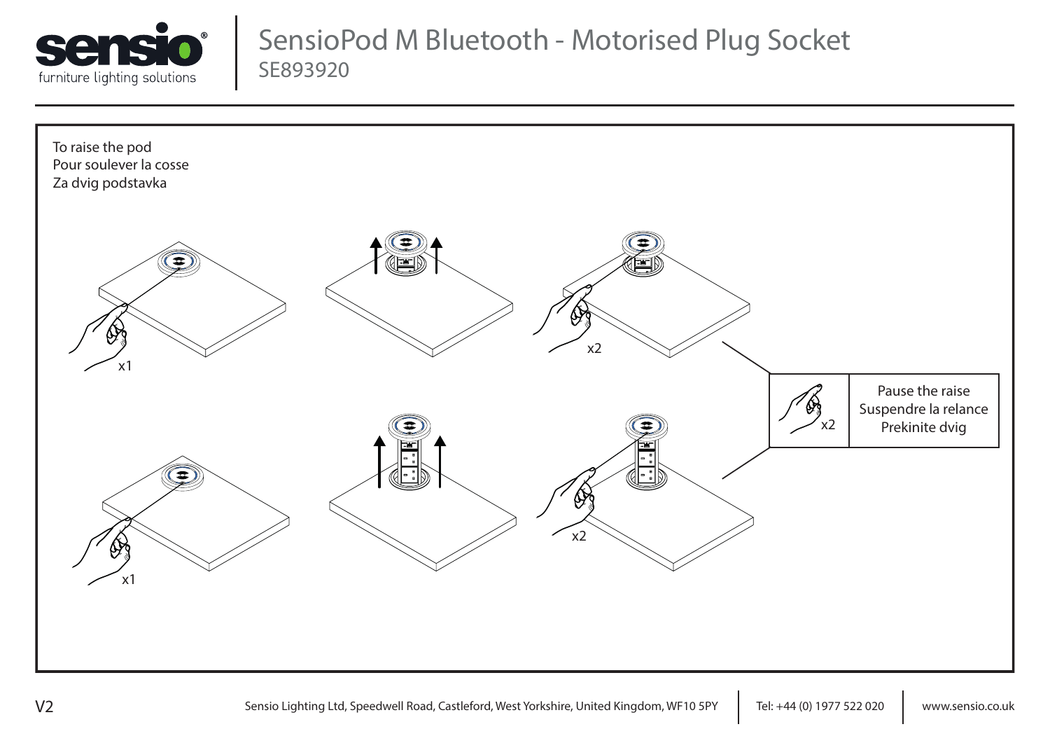# SensioPod M Bluetooth - Motorised Plug Socket

SE893920

To raise the pod
Pour soulever la cosse
Za dvig podstavka

x1

x2

x1

x2

x2

Pause the raise
Suspendre la relance
Prekinite dvig

V2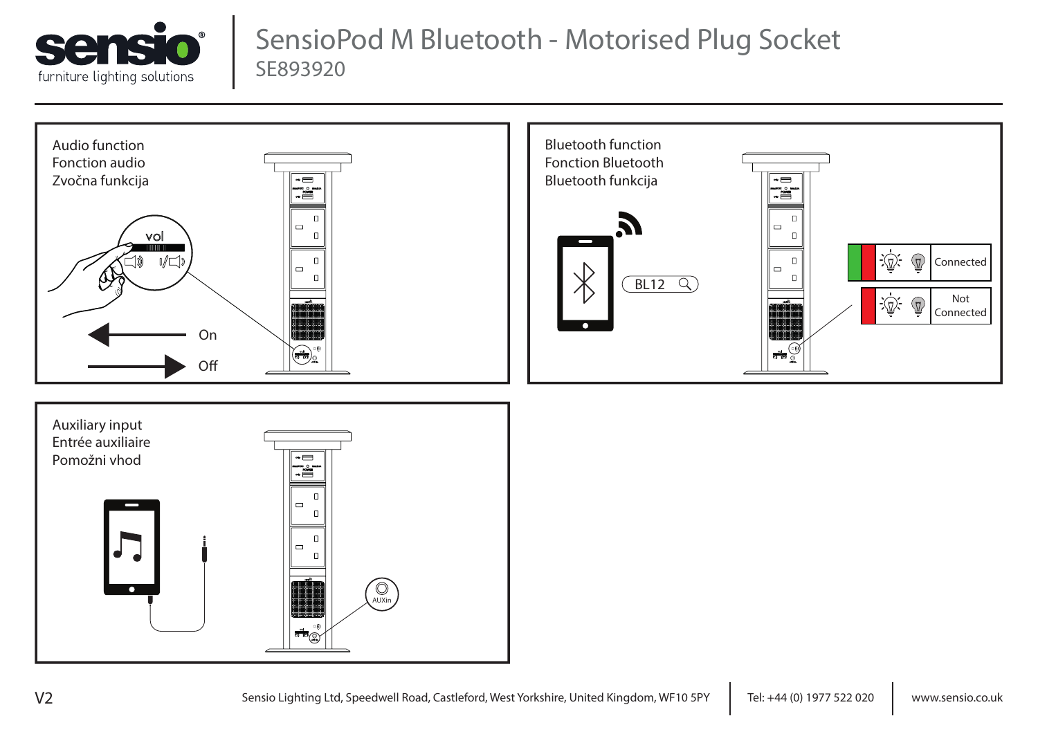# SensioPod M Bluetooth - Motorised Plug Socket

SE893920

## Audio function
Fonction audio
Zvočna funkcija

vol

On

Off

## Bluetooth function
Fonction Bluetooth
Bluetooth funkcija

BL12

Connected

Not Connected

## Auxiliary input
Entrée auxiliaire
Pomožni vhod

AUXin

V2

Sensio Lighting Ltd, Speedwell Road, Castleford, West Yorkshire, United Kingdom, WF10 5PY | Tel: +44 (0) 1977 522 020 | www.sensio.co.uk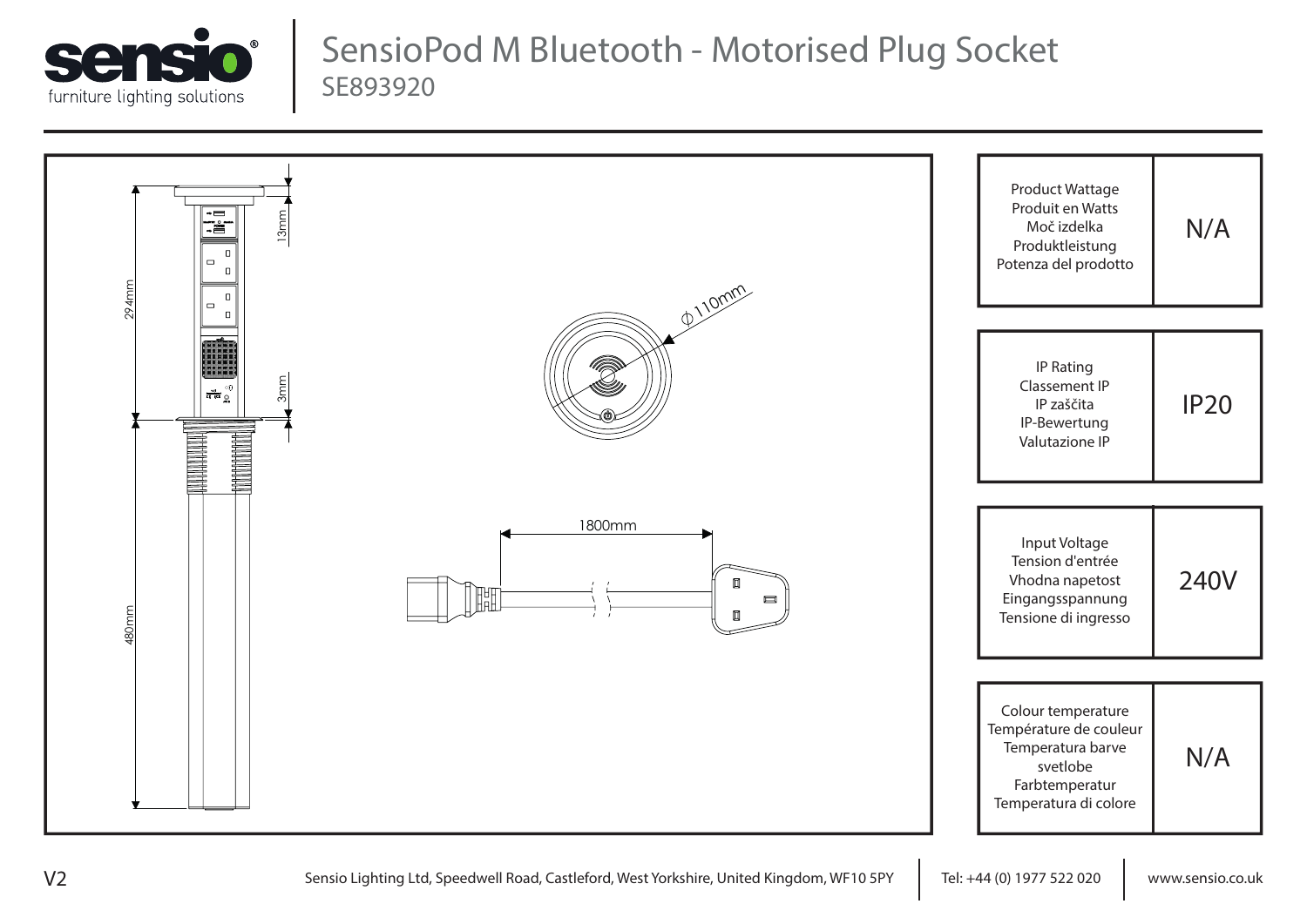# SensioPod M Bluetooth - Motorised Plug Socket

SE893920

294mm

13mm

3mm

480mm

⌀110mm

1800mm

| Product Wattage<br>Produit en Watts<br>Moč izdelka<br>Produktleistung<br>Potenza del prodotto | N/A |
|---|---|
| IP Rating<br>Classement IP<br>IP zaščita<br>IP-Bewertung<br>Valutazione IP | IP20 |
| Input Voltage<br>Tension d'entrée<br>Vhodna napetost<br>Eingangsspannung<br>Tensione di ingresso | 240V |
| Colour temperature<br>Température de couleur<br>Temperatura barve svetlobe<br>Farbtemperatur<br>Temperatura di colore | N/A |

V2

Sensio Lighting Ltd, Speedwell Road, Castleford, West Yorkshire, United Kingdom, WF10 5PY | Tel: +44 (0) 1977 522 020 | www.sensio.co.uk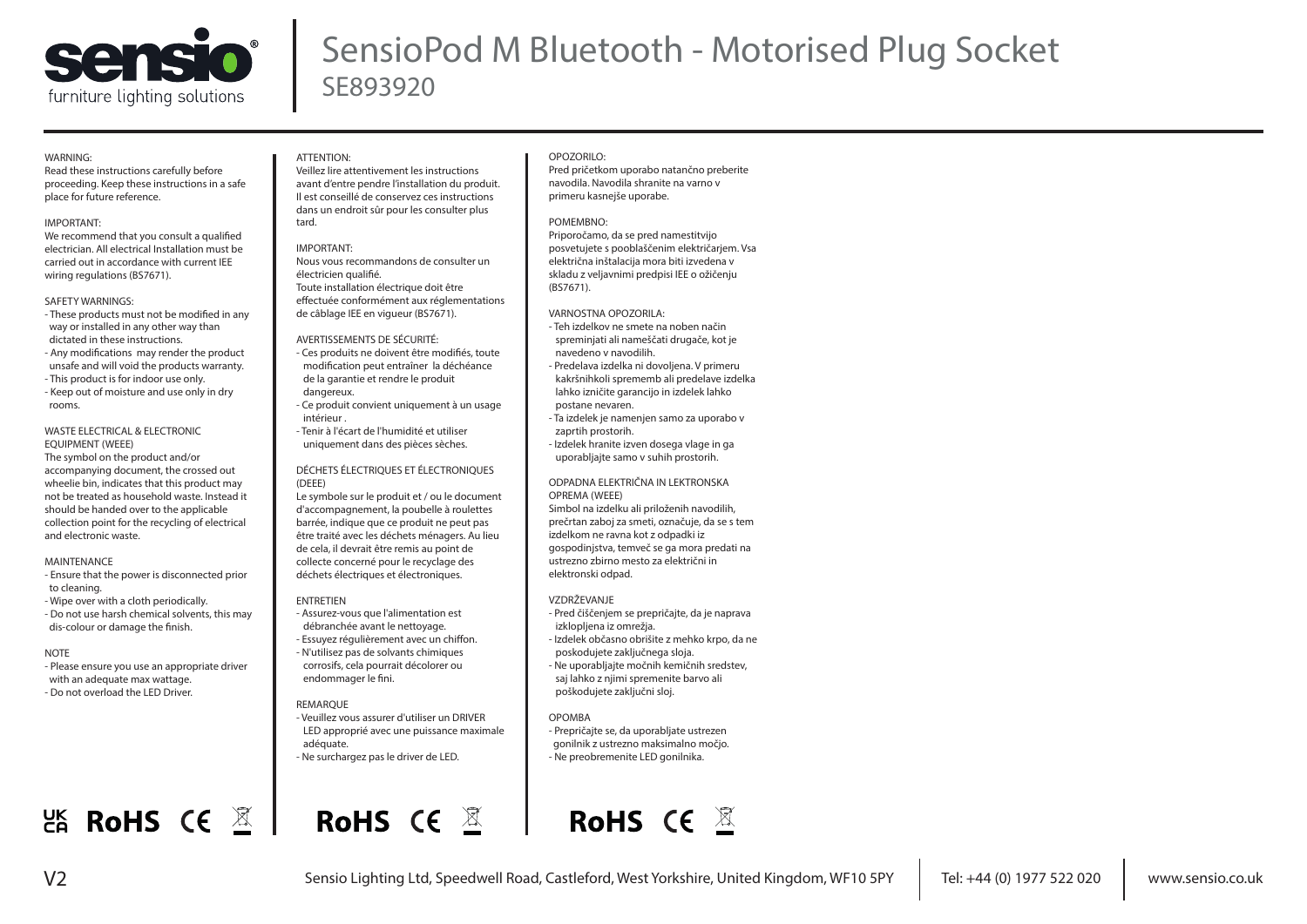# SensioPod M Bluetooth - Motorised Plug Socket

SE893920

WARNING:
Read these instructions carefully before proceeding. Keep these instructions in a safe place for future reference.

IMPORTANT:
We recommend that you consult a qualified electrician. All electrical Installation must be carried out in accordance with current IEE wiring regulations (BS7671).

SAFETY WARNINGS:
- These products must not be modified in any way or installed in any other way than dictated in these instructions.
- Any modifications may render the product unsafe and will void the products warranty.
- This product is for indoor use only.
- Keep out of moisture and use only in dry rooms.

WASTE ELECTRICAL & ELECTRONIC EQUIPMENT (WEEE)
The symbol on the product and/or accompanying document, the crossed out wheelie bin, indicates that this product may not be treated as household waste. Instead it should be handed over to the applicable collection point for the recycling of electrical and electronic waste.

MAINTENANCE
- Ensure that the power is disconnected prior to cleaning.
- Wipe over with a cloth periodically.
- Do not use harsh chemical solvents, this may dis-colour or damage the finish.

NOTE
- Please ensure you use an appropriate driver with an adequate max wattage.
- Do not overload the LED Driver.

UKCA RoHS CE

ATTENTION:
Veillez lire attentivement les instructions avant d'entre pendre l'installation du produit. Il est conseillé de conservez ces instructions dans un endroit sûr pour les consulter plus tard.

IMPORTANT:
Nous vous recommandons de consulter un électricien qualifié.
Toute installation électrique doit être effectuée conformément aux réglementations de câblage IEE en vigueur (BS7671).

AVERTISSEMENTS DE SÉCURITÉ:
- Ces produits ne doivent être modifiés, toute modification peut entraîner la déchéance de la garantie et rendre le produit dangereux.
- Ce produit convient uniquement à un usage intérieur .
- Tenir à l'écart de l'humidité et utiliser uniquement dans des pièces sèches.

DÉCHETS ÉLECTRIQUES ET ÉLECTRONIQUES (DEEE)
Le symbole sur le produit et / ou le document d'accompagnement, la poubelle à roulettes barrée, indique que ce produit ne peut pas être traité avec les déchets ménagers. Au lieu de cela, il devrait être remis au point de collecte concerné pour le recyclage des déchets électriques et électroniques.

ENTRETIEN
- Assurez-vous que l'alimentation est débranchée avant le nettoyage.
- Essuyez régulièrement avec un chiffon.
- N'utilisez pas de solvants chimiques corrosifs, cela pourrait décolorer ou endommager le fini.

REMARQUE
- Veuillez vous assurer d'utiliser un DRIVER LED approprié avec une puissance maximale adéquate.
- Ne surchargez pas le driver de LED.

RoHS CE

OPOZORILO:
Pred pričetkom uporabo natančno preberite navodila. Navodila shranite na varno v primeru kasnejše uporabe.

POMEMBNO:
Priporočamo, da se pred namestitvijo posvetujete s pooblaščenim električarjem. Vsa električna inštalacija mora biti izvedena v skladu z veljavnimi predpisi IEE o ožičenju (BS7671).

VARNOSTNA OPOZORILA:
- Teh izdelkov ne smete na noben način spreminjati ali nameščati drugače, kot je navedeno v navodilih.
- Predelava izdelka ni dovoljena. V primeru kakršnihkoli sprememb ali predelave izdelka lahko izničite garancijo in izdelek lahko postane nevaren.
- Ta izdelek je namenjen samo za uporabo v zaprtih prostorih.
- Izdelek hranite izven dosega vlage in ga uporabljajte samo v suhih prostorih.

ODPADNA ELEKTRIČNA IN LEKTRONSKA OPREMA (WEEE)
Simbol na izdelku ali priloženih navodilih, prečrtan zaboj za smeti, označuje, da se s tem izdelkom ne ravna kot z odpadki iz gospodinjstva, temveč se ga mora predati na ustrezno zbirno mesto za električni in elektronski odpad.

VZDRŽEVANJE
- Pred čiščenjem se prepričajte, da je naprava izklopljena iz omrežja.
- Izdelek občasno obrišite z mehko krpo, da ne poskodujete zaključnega sloja.
- Ne uporabljajte močnih kemičnih sredstev, saj lahko z njimi spremenite barvo ali poškodujete zaključni sloj.

OPOMBA
- Prepričajte se, da uporabljate ustrezen gonilnik z ustrezno maksimalno močjo.
- Ne preobremenite LED gonilnika.

RoHS CE

V2

Sensio Lighting Ltd, Speedwell Road, Castleford, West Yorkshire, United Kingdom, WF10 5PY | Tel: +44 (0) 1977 522 020 | www.sensio.co.uk